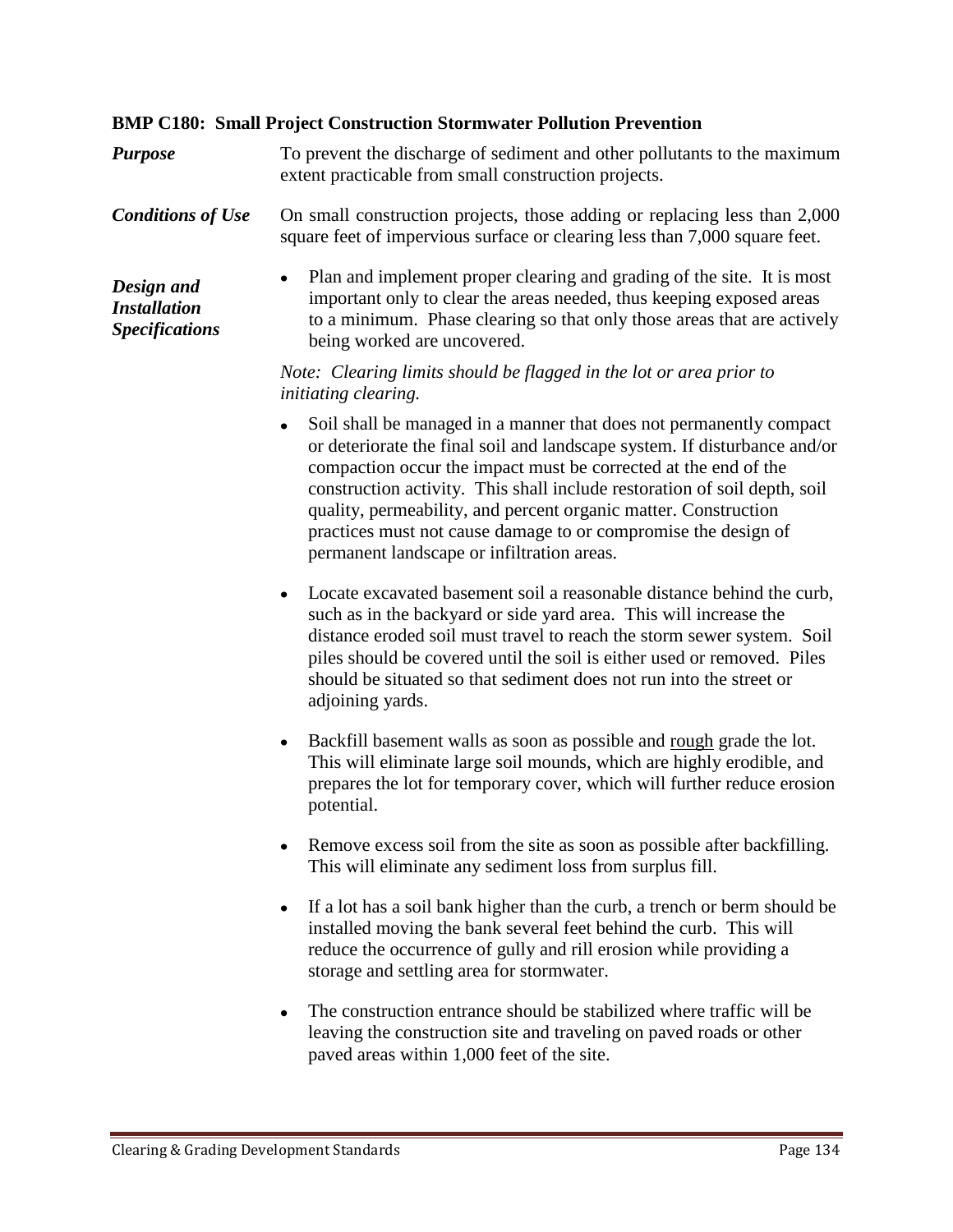### BMP C180: Small Project Construction Stormwater Pollution Prevention

***Purpose***

To prevent the discharge of sediment and other pollutants to the maximum extent practicable from small construction projects.

***Conditions of Use***

On small construction projects, those adding or replacing less than 2,000 square feet of impervious surface or clearing less than 7,000 square feet.

***Design and Installation Specifications***

- Plan and implement proper clearing and grading of the site. It is most important only to clear the areas needed, thus keeping exposed areas to a minimum. Phase clearing so that only those areas that are actively being worked are uncovered.

*Note: Clearing limits should be flagged in the lot or area prior to initiating clearing.*

- Soil shall be managed in a manner that does not permanently compact or deteriorate the final soil and landscape system. If disturbance and/or compaction occur the impact must be corrected at the end of the construction activity. This shall include restoration of soil depth, soil quality, permeability, and percent organic matter. Construction practices must not cause damage to or compromise the design of permanent landscape or infiltration areas.

- Locate excavated basement soil a reasonable distance behind the curb, such as in the backyard or side yard area. This will increase the distance eroded soil must travel to reach the storm sewer system. Soil piles should be covered until the soil is either used or removed. Piles should be situated so that sediment does not run into the street or adjoining yards.

- Backfill basement walls as soon as possible and <u>rough</u> grade the lot. This will eliminate large soil mounds, which are highly erodible, and prepares the lot for temporary cover, which will further reduce erosion potential.

- Remove excess soil from the site as soon as possible after backfilling. This will eliminate any sediment loss from surplus fill.

- If a lot has a soil bank higher than the curb, a trench or berm should be installed moving the bank several feet behind the curb. This will reduce the occurrence of gully and rill erosion while providing a storage and settling area for stormwater.

- The construction entrance should be stabilized where traffic will be leaving the construction site and traveling on paved roads or other paved areas within 1,000 feet of the site.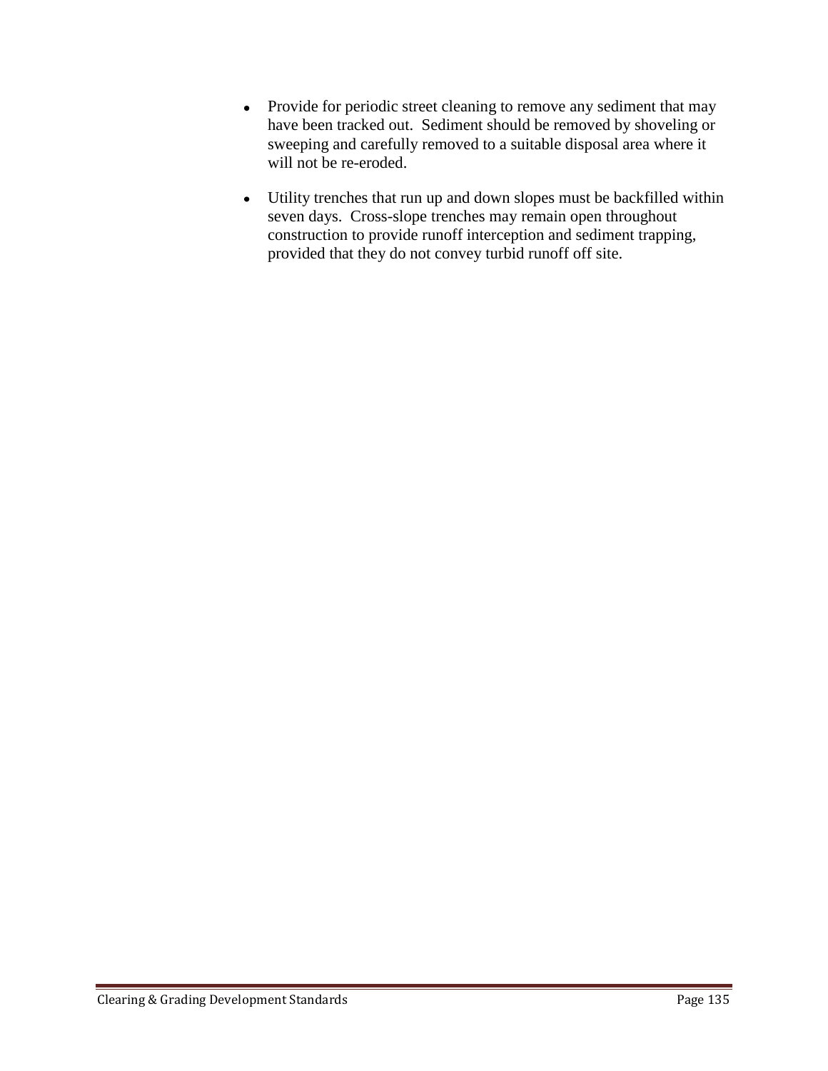- Provide for periodic street cleaning to remove any sediment that may have been tracked out. Sediment should be removed by shoveling or sweeping and carefully removed to a suitable disposal area where it will not be re-eroded.

- Utility trenches that run up and down slopes must be backfilled within seven days. Cross-slope trenches may remain open throughout construction to provide runoff interception and sediment trapping, provided that they do not convey turbid runoff off site.